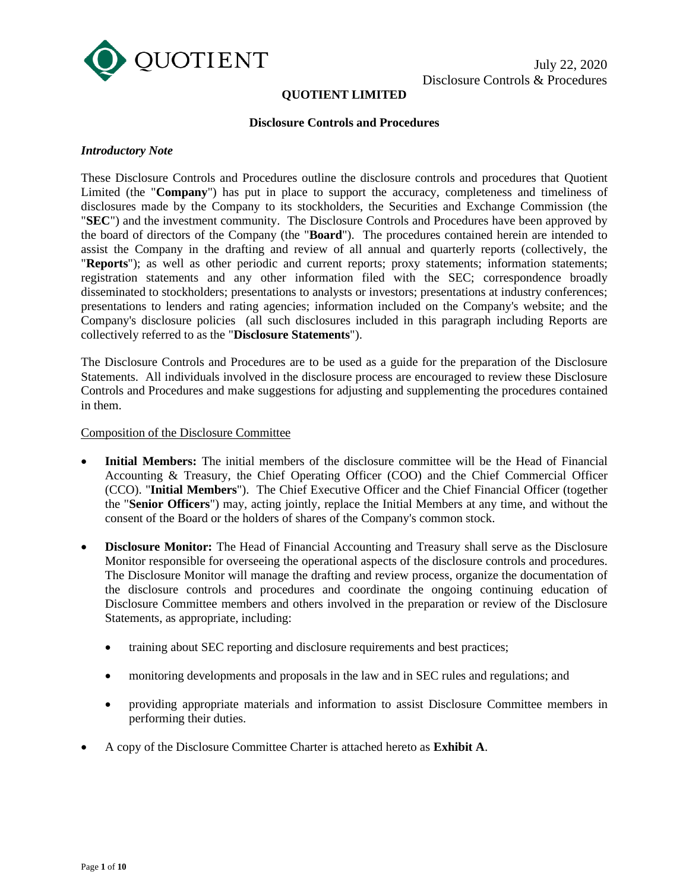QUOTIENT

July 22, 2020
Disclosure Controls & Procedures

# QUOTIENT LIMITED

## Disclosure Controls and Procedures

***Introductory Note***

These Disclosure Controls and Procedures outline the disclosure controls and procedures that Quotient Limited (the "**Company**") has put in place to support the accuracy, completeness and timeliness of disclosures made by the Company to its stockholders, the Securities and Exchange Commission (the "**SEC**") and the investment community. The Disclosure Controls and Procedures have been approved by the board of directors of the Company (the "**Board**"). The procedures contained herein are intended to assist the Company in the drafting and review of all annual and quarterly reports (collectively, the "**Reports**"); as well as other periodic and current reports; proxy statements; information statements; registration statements and any other information filed with the SEC; correspondence broadly disseminated to stockholders; presentations to analysts or investors; presentations at industry conferences; presentations to lenders and rating agencies; information included on the Company's website; and the Company's disclosure policies (all such disclosures included in this paragraph including Reports are collectively referred to as the "**Disclosure Statements**").

The Disclosure Controls and Procedures are to be used as a guide for the preparation of the Disclosure Statements. All individuals involved in the disclosure process are encouraged to review these Disclosure Controls and Procedures and make suggestions for adjusting and supplementing the procedures contained in them.

<u>Composition of the Disclosure Committee</u>

- **Initial Members:** The initial members of the disclosure committee will be the Head of Financial Accounting & Treasury, the Chief Operating Officer (COO) and the Chief Commercial Officer (CCO). "**Initial Members**"). The Chief Executive Officer and the Chief Financial Officer (together the "**Senior Officers**") may, acting jointly, replace the Initial Members at any time, and without the consent of the Board or the holders of shares of the Company's common stock.

- **Disclosure Monitor:** The Head of Financial Accounting and Treasury shall serve as the Disclosure Monitor responsible for overseeing the operational aspects of the disclosure controls and procedures. The Disclosure Monitor will manage the drafting and review process, organize the documentation of the disclosure controls and procedures and coordinate the ongoing continuing education of Disclosure Committee members and others involved in the preparation or review of the Disclosure Statements, as appropriate, including:

  - training about SEC reporting and disclosure requirements and best practices;

  - monitoring developments and proposals in the law and in SEC rules and regulations; and

  - providing appropriate materials and information to assist Disclosure Committee members in performing their duties.

- A copy of the Disclosure Committee Charter is attached hereto as **Exhibit A**.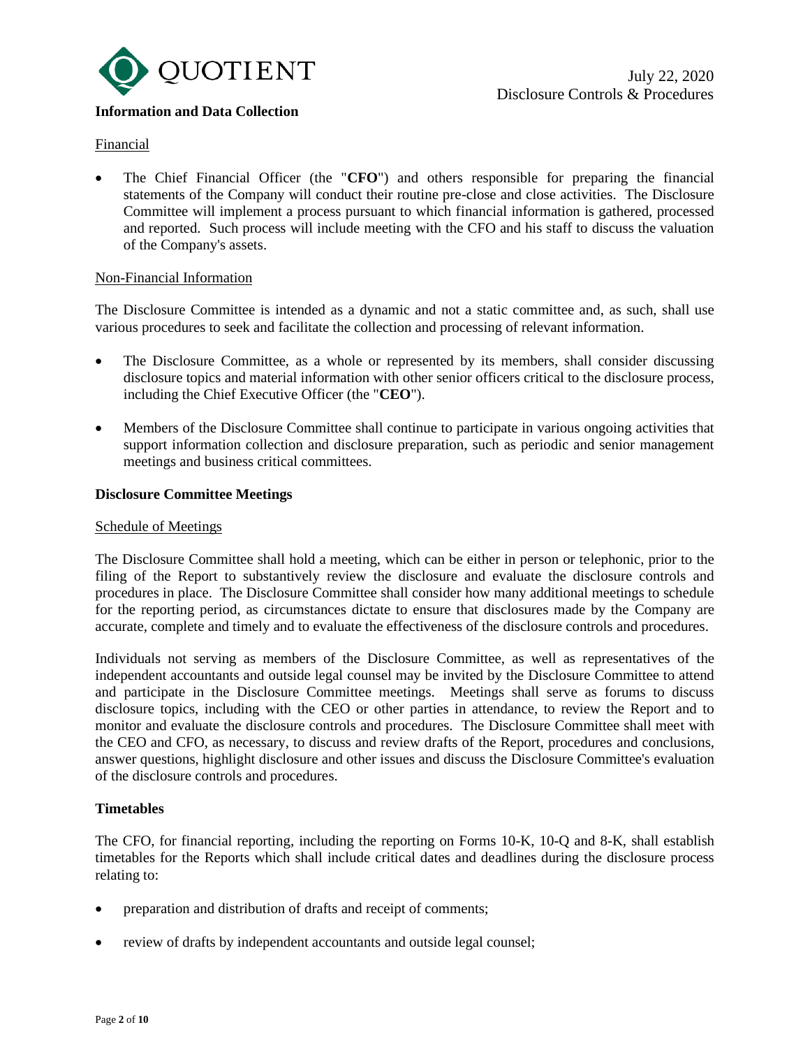**Information and Data Collection**

Financial

- The Chief Financial Officer (the "**CFO**") and others responsible for preparing the financial statements of the Company will conduct their routine pre-close and close activities. The Disclosure Committee will implement a process pursuant to which financial information is gathered, processed and reported. Such process will include meeting with the CFO and his staff to discuss the valuation of the Company's assets.

Non-Financial Information

The Disclosure Committee is intended as a dynamic and not a static committee and, as such, shall use various procedures to seek and facilitate the collection and processing of relevant information.

- The Disclosure Committee, as a whole or represented by its members, shall consider discussing disclosure topics and material information with other senior officers critical to the disclosure process, including the Chief Executive Officer (the "**CEO**").
- Members of the Disclosure Committee shall continue to participate in various ongoing activities that support information collection and disclosure preparation, such as periodic and senior management meetings and business critical committees.

**Disclosure Committee Meetings**

Schedule of Meetings

The Disclosure Committee shall hold a meeting, which can be either in person or telephonic, prior to the filing of the Report to substantively review the disclosure and evaluate the disclosure controls and procedures in place. The Disclosure Committee shall consider how many additional meetings to schedule for the reporting period, as circumstances dictate to ensure that disclosures made by the Company are accurate, complete and timely and to evaluate the effectiveness of the disclosure controls and procedures.

Individuals not serving as members of the Disclosure Committee, as well as representatives of the independent accountants and outside legal counsel may be invited by the Disclosure Committee to attend and participate in the Disclosure Committee meetings. Meetings shall serve as forums to discuss disclosure topics, including with the CEO or other parties in attendance, to review the Report and to monitor and evaluate the disclosure controls and procedures. The Disclosure Committee shall meet with the CEO and CFO, as necessary, to discuss and review drafts of the Report, procedures and conclusions, answer questions, highlight disclosure and other issues and discuss the Disclosure Committee's evaluation of the disclosure controls and procedures.

**Timetables**

The CFO, for financial reporting, including the reporting on Forms 10-K, 10-Q and 8-K, shall establish timetables for the Reports which shall include critical dates and deadlines during the disclosure process relating to:

- preparation and distribution of drafts and receipt of comments;
- review of drafts by independent accountants and outside legal counsel;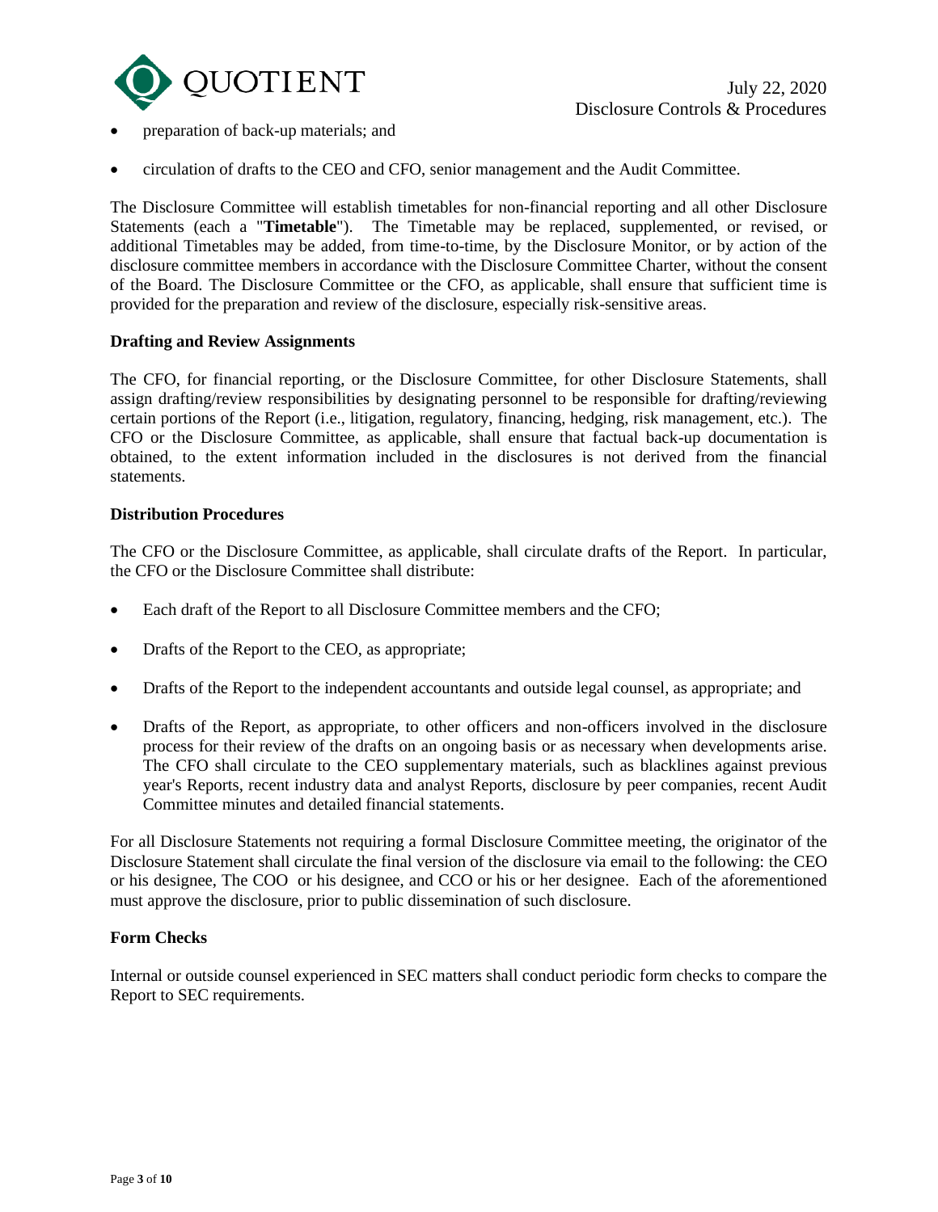- preparation of back-up materials; and
- circulation of drafts to the CEO and CFO, senior management and the Audit Committee.

The Disclosure Committee will establish timetables for non-financial reporting and all other Disclosure Statements (each a "**Timetable**"). The Timetable may be replaced, supplemented, or revised, or additional Timetables may be added, from time-to-time, by the Disclosure Monitor, or by action of the disclosure committee members in accordance with the Disclosure Committee Charter, without the consent of the Board. The Disclosure Committee or the CFO, as applicable, shall ensure that sufficient time is provided for the preparation and review of the disclosure, especially risk-sensitive areas.

**Drafting and Review Assignments**

The CFO, for financial reporting, or the Disclosure Committee, for other Disclosure Statements, shall assign drafting/review responsibilities by designating personnel to be responsible for drafting/reviewing certain portions of the Report (i.e., litigation, regulatory, financing, hedging, risk management, etc.). The CFO or the Disclosure Committee, as applicable, shall ensure that factual back-up documentation is obtained, to the extent information included in the disclosures is not derived from the financial statements.

**Distribution Procedures**

The CFO or the Disclosure Committee, as applicable, shall circulate drafts of the Report. In particular, the CFO or the Disclosure Committee shall distribute:

- Each draft of the Report to all Disclosure Committee members and the CFO;
- Drafts of the Report to the CEO, as appropriate;
- Drafts of the Report to the independent accountants and outside legal counsel, as appropriate; and
- Drafts of the Report, as appropriate, to other officers and non-officers involved in the disclosure process for their review of the drafts on an ongoing basis or as necessary when developments arise. The CFO shall circulate to the CEO supplementary materials, such as blacklines against previous year's Reports, recent industry data and analyst Reports, disclosure by peer companies, recent Audit Committee minutes and detailed financial statements.

For all Disclosure Statements not requiring a formal Disclosure Committee meeting, the originator of the Disclosure Statement shall circulate the final version of the disclosure via email to the following: the CEO or his designee, The COO or his designee, and CCO or his or her designee. Each of the aforementioned must approve the disclosure, prior to public dissemination of such disclosure.

**Form Checks**

Internal or outside counsel experienced in SEC matters shall conduct periodic form checks to compare the Report to SEC requirements.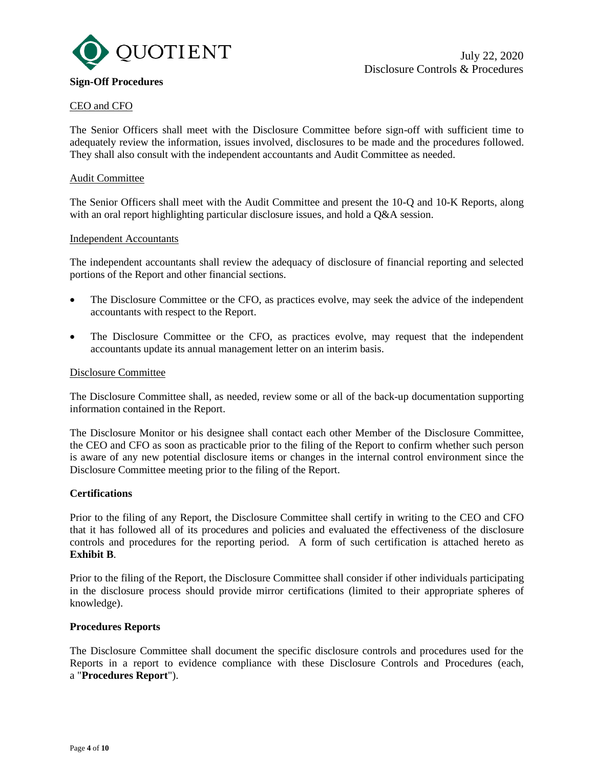**Sign-Off Procedures**

CEO and CFO

The Senior Officers shall meet with the Disclosure Committee before sign-off with sufficient time to adequately review the information, issues involved, disclosures to be made and the procedures followed. They shall also consult with the independent accountants and Audit Committee as needed.

Audit Committee

The Senior Officers shall meet with the Audit Committee and present the 10-Q and 10-K Reports, along with an oral report highlighting particular disclosure issues, and hold a Q&A session.

Independent Accountants

The independent accountants shall review the adequacy of disclosure of financial reporting and selected portions of the Report and other financial sections.

- The Disclosure Committee or the CFO, as practices evolve, may seek the advice of the independent accountants with respect to the Report.
- The Disclosure Committee or the CFO, as practices evolve, may request that the independent accountants update its annual management letter on an interim basis.

Disclosure Committee

The Disclosure Committee shall, as needed, review some or all of the back-up documentation supporting information contained in the Report.

The Disclosure Monitor or his designee shall contact each other Member of the Disclosure Committee, the CEO and CFO as soon as practicable prior to the filing of the Report to confirm whether such person is aware of any new potential disclosure items or changes in the internal control environment since the Disclosure Committee meeting prior to the filing of the Report.

**Certifications**

Prior to the filing of any Report, the Disclosure Committee shall certify in writing to the CEO and CFO that it has followed all of its procedures and policies and evaluated the effectiveness of the disclosure controls and procedures for the reporting period. A form of such certification is attached hereto as **Exhibit B**.

Prior to the filing of the Report, the Disclosure Committee shall consider if other individuals participating in the disclosure process should provide mirror certifications (limited to their appropriate spheres of knowledge).

**Procedures Reports**

The Disclosure Committee shall document the specific disclosure controls and procedures used for the Reports in a report to evidence compliance with these Disclosure Controls and Procedures (each, a "**Procedures Report**").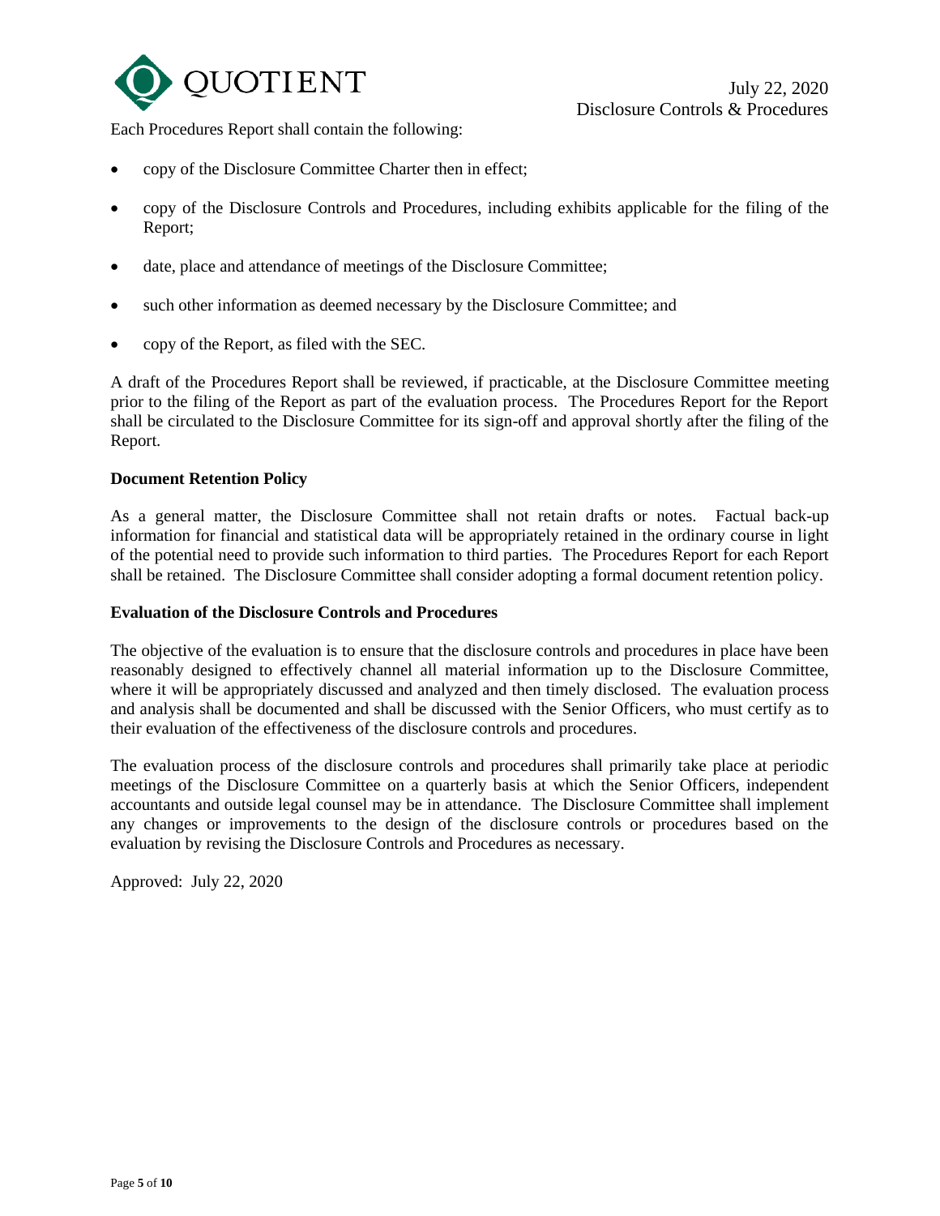Each Procedures Report shall contain the following:

- copy of the Disclosure Committee Charter then in effect;
- copy of the Disclosure Controls and Procedures, including exhibits applicable for the filing of the Report;
- date, place and attendance of meetings of the Disclosure Committee;
- such other information as deemed necessary by the Disclosure Committee; and
- copy of the Report, as filed with the SEC.

A draft of the Procedures Report shall be reviewed, if practicable, at the Disclosure Committee meeting prior to the filing of the Report as part of the evaluation process. The Procedures Report for the Report shall be circulated to the Disclosure Committee for its sign-off and approval shortly after the filing of the Report.

**Document Retention Policy**

As a general matter, the Disclosure Committee shall not retain drafts or notes. Factual back-up information for financial and statistical data will be appropriately retained in the ordinary course in light of the potential need to provide such information to third parties. The Procedures Report for each Report shall be retained. The Disclosure Committee shall consider adopting a formal document retention policy.

**Evaluation of the Disclosure Controls and Procedures**

The objective of the evaluation is to ensure that the disclosure controls and procedures in place have been reasonably designed to effectively channel all material information up to the Disclosure Committee, where it will be appropriately discussed and analyzed and then timely disclosed. The evaluation process and analysis shall be documented and shall be discussed with the Senior Officers, who must certify as to their evaluation of the effectiveness of the disclosure controls and procedures.

The evaluation process of the disclosure controls and procedures shall primarily take place at periodic meetings of the Disclosure Committee on a quarterly basis at which the Senior Officers, independent accountants and outside legal counsel may be in attendance. The Disclosure Committee shall implement any changes or improvements to the design of the disclosure controls or procedures based on the evaluation by revising the Disclosure Controls and Procedures as necessary.

Approved: July 22, 2020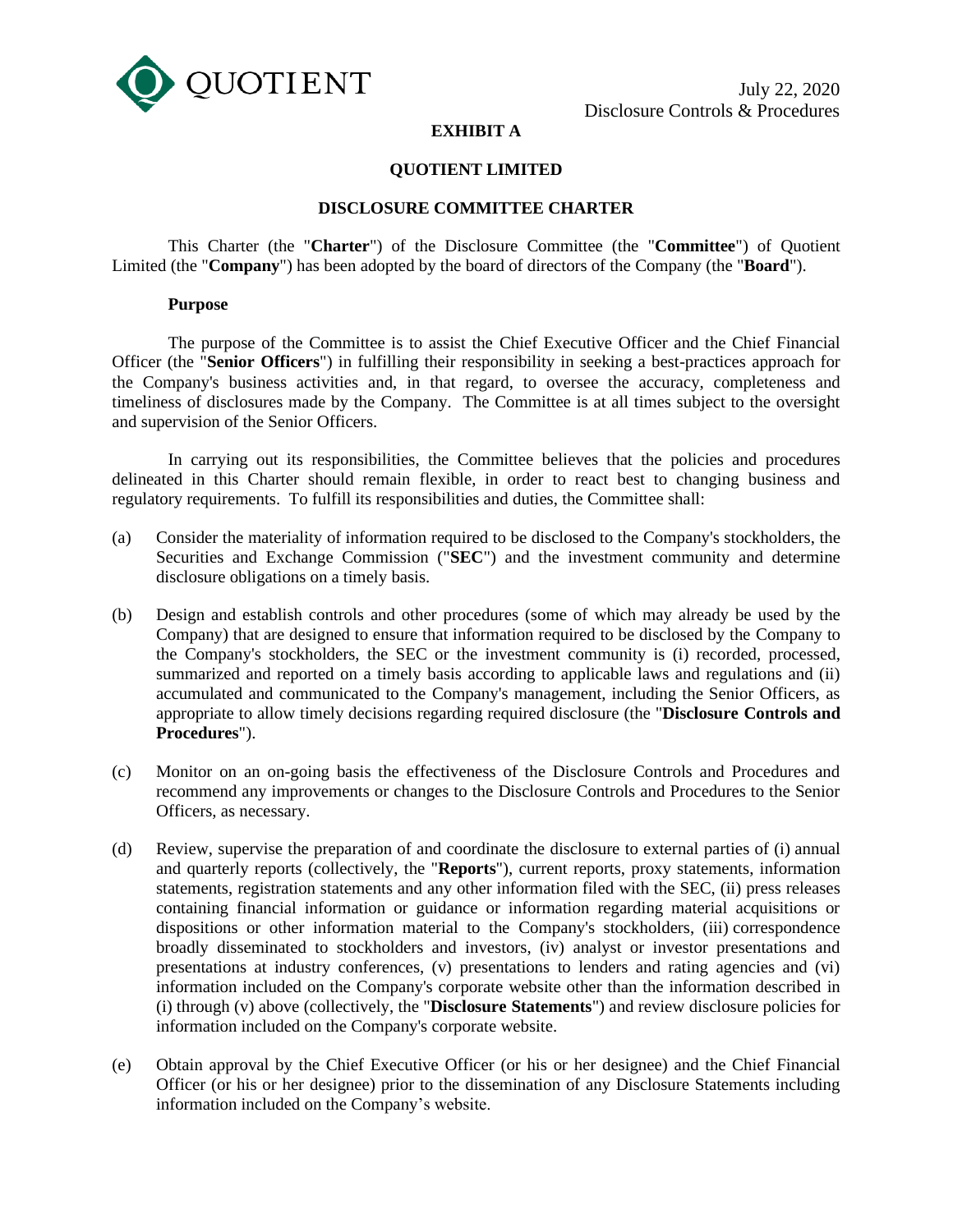**EXHIBIT A**

**QUOTIENT LIMITED**

**DISCLOSURE COMMITTEE CHARTER**

This Charter (the "**Charter**") of the Disclosure Committee (the "**Committee**") of Quotient Limited (the "**Company**") has been adopted by the board of directors of the Company (the "**Board**").

**Purpose**

The purpose of the Committee is to assist the Chief Executive Officer and the Chief Financial Officer (the "**Senior Officers**") in fulfilling their responsibility in seeking a best-practices approach for the Company's business activities and, in that regard, to oversee the accuracy, completeness and timeliness of disclosures made by the Company. The Committee is at all times subject to the oversight and supervision of the Senior Officers.

In carrying out its responsibilities, the Committee believes that the policies and procedures delineated in this Charter should remain flexible, in order to react best to changing business and regulatory requirements. To fulfill its responsibilities and duties, the Committee shall:

(a) Consider the materiality of information required to be disclosed to the Company's stockholders, the Securities and Exchange Commission ("**SEC**") and the investment community and determine disclosure obligations on a timely basis.

(b) Design and establish controls and other procedures (some of which may already be used by the Company) that are designed to ensure that information required to be disclosed by the Company to the Company's stockholders, the SEC or the investment community is (i) recorded, processed, summarized and reported on a timely basis according to applicable laws and regulations and (ii) accumulated and communicated to the Company's management, including the Senior Officers, as appropriate to allow timely decisions regarding required disclosure (the "**Disclosure Controls and Procedures**").

(c) Monitor on an on-going basis the effectiveness of the Disclosure Controls and Procedures and recommend any improvements or changes to the Disclosure Controls and Procedures to the Senior Officers, as necessary.

(d) Review, supervise the preparation of and coordinate the disclosure to external parties of (i) annual and quarterly reports (collectively, the "**Reports**"), current reports, proxy statements, information statements, registration statements and any other information filed with the SEC, (ii) press releases containing financial information or guidance or information regarding material acquisitions or dispositions or other information material to the Company's stockholders, (iii) correspondence broadly disseminated to stockholders and investors, (iv) analyst or investor presentations and presentations at industry conferences, (v) presentations to lenders and rating agencies and (vi) information included on the Company's corporate website other than the information described in (i) through (v) above (collectively, the "**Disclosure Statements**") and review disclosure policies for information included on the Company's corporate website.

(e) Obtain approval by the Chief Executive Officer (or his or her designee) and the Chief Financial Officer (or his or her designee) prior to the dissemination of any Disclosure Statements including information included on the Company's website.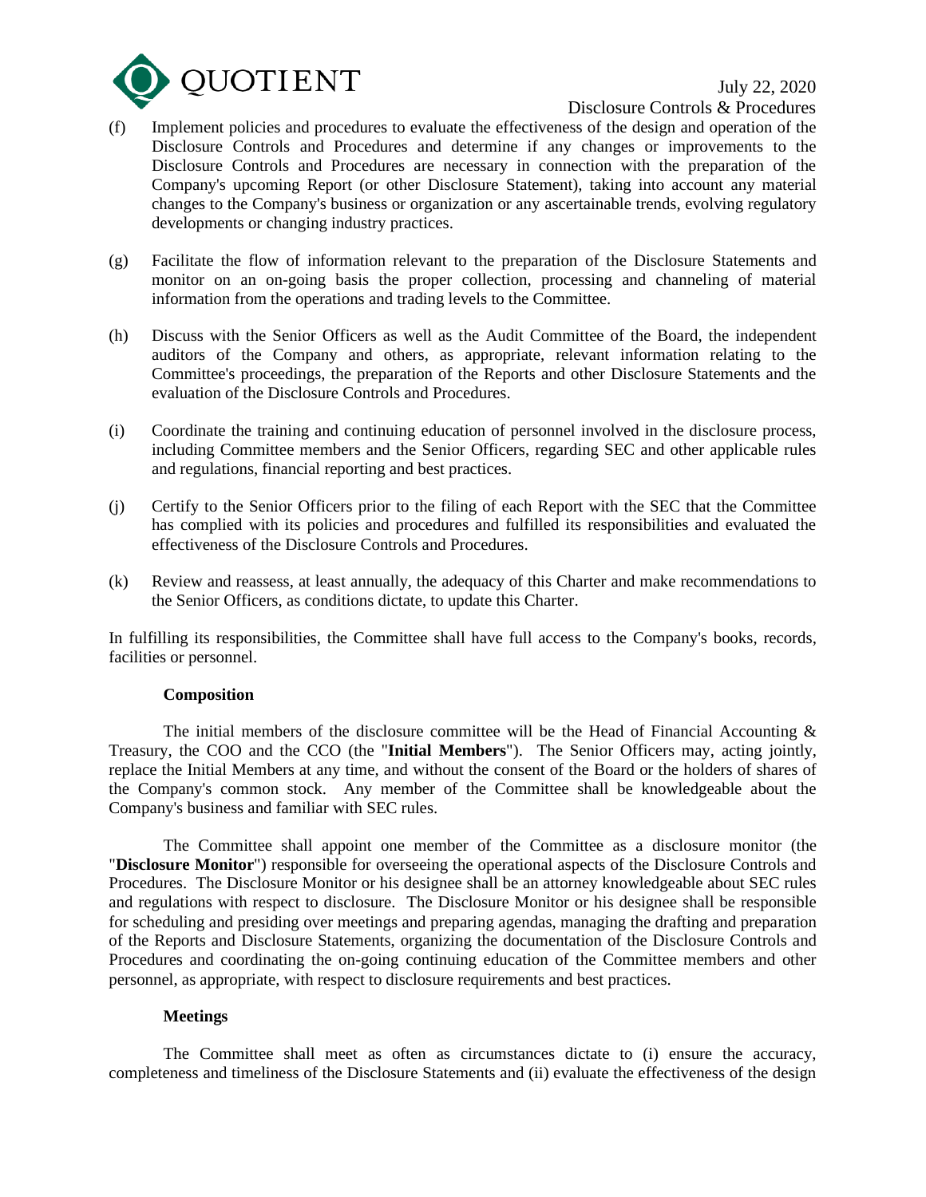(f) Implement policies and procedures to evaluate the effectiveness of the design and operation of the Disclosure Controls and Procedures and determine if any changes or improvements to the Disclosure Controls and Procedures are necessary in connection with the preparation of the Company's upcoming Report (or other Disclosure Statement), taking into account any material changes to the Company's business or organization or any ascertainable trends, evolving regulatory developments or changing industry practices.

(g) Facilitate the flow of information relevant to the preparation of the Disclosure Statements and monitor on an on-going basis the proper collection, processing and channeling of material information from the operations and trading levels to the Committee.

(h) Discuss with the Senior Officers as well as the Audit Committee of the Board, the independent auditors of the Company and others, as appropriate, relevant information relating to the Committee's proceedings, the preparation of the Reports and other Disclosure Statements and the evaluation of the Disclosure Controls and Procedures.

(i) Coordinate the training and continuing education of personnel involved in the disclosure process, including Committee members and the Senior Officers, regarding SEC and other applicable rules and regulations, financial reporting and best practices.

(j) Certify to the Senior Officers prior to the filing of each Report with the SEC that the Committee has complied with its policies and procedures and fulfilled its responsibilities and evaluated the effectiveness of the Disclosure Controls and Procedures.

(k) Review and reassess, at least annually, the adequacy of this Charter and make recommendations to the Senior Officers, as conditions dictate, to update this Charter.

In fulfilling its responsibilities, the Committee shall have full access to the Company's books, records, facilities or personnel.

**Composition**

The initial members of the disclosure committee will be the Head of Financial Accounting & Treasury, the COO and the CCO (the "**Initial Members**"). The Senior Officers may, acting jointly, replace the Initial Members at any time, and without the consent of the Board or the holders of shares of the Company's common stock. Any member of the Committee shall be knowledgeable about the Company's business and familiar with SEC rules.

The Committee shall appoint one member of the Committee as a disclosure monitor (the "**Disclosure Monitor**") responsible for overseeing the operational aspects of the Disclosure Controls and Procedures. The Disclosure Monitor or his designee shall be an attorney knowledgeable about SEC rules and regulations with respect to disclosure. The Disclosure Monitor or his designee shall be responsible for scheduling and presiding over meetings and preparing agendas, managing the drafting and preparation of the Reports and Disclosure Statements, organizing the documentation of the Disclosure Controls and Procedures and coordinating the on-going continuing education of the Committee members and other personnel, as appropriate, with respect to disclosure requirements and best practices.

**Meetings**

The Committee shall meet as often as circumstances dictate to (i) ensure the accuracy, completeness and timeliness of the Disclosure Statements and (ii) evaluate the effectiveness of the design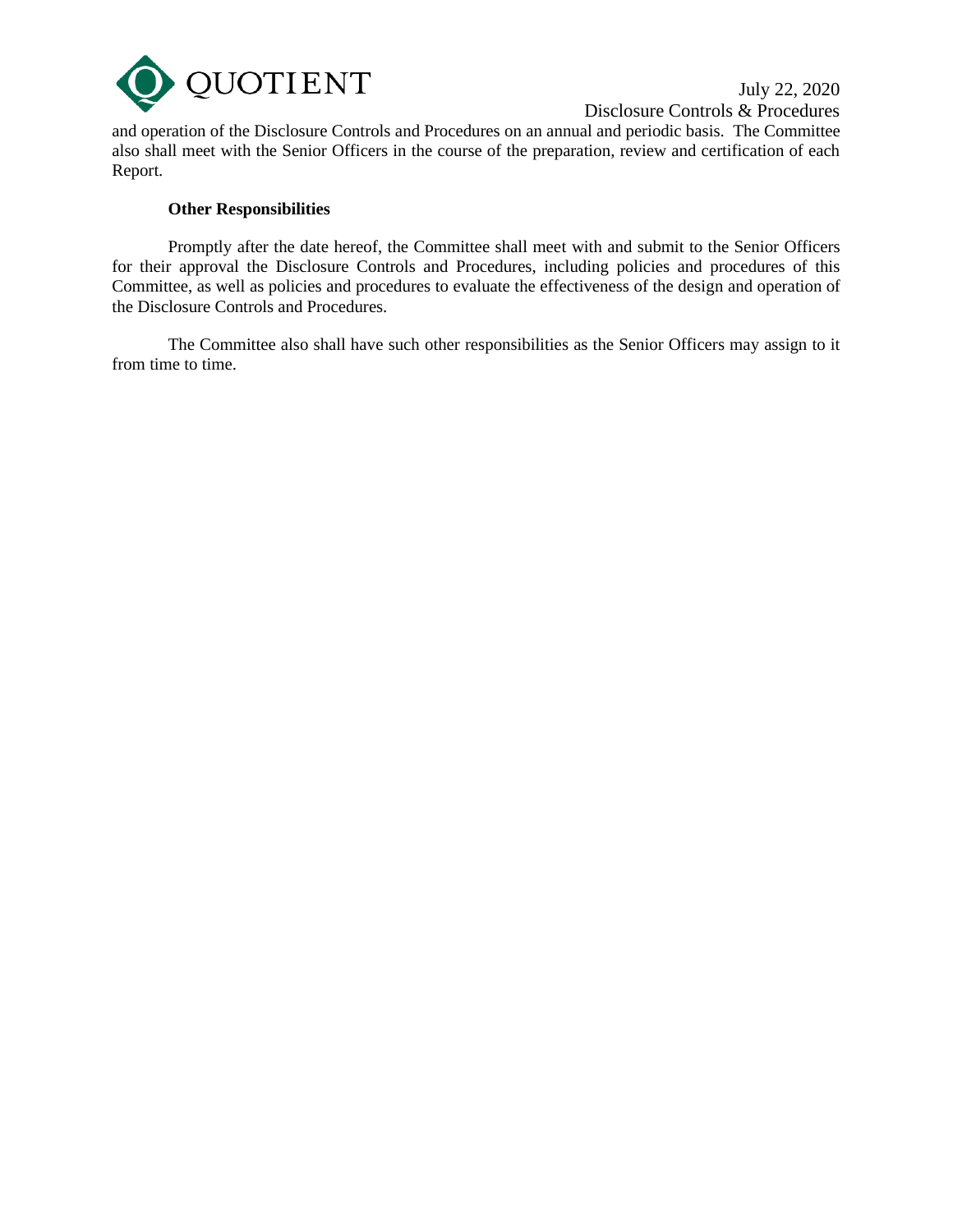and operation of the Disclosure Controls and Procedures on an annual and periodic basis. The Committee also shall meet with the Senior Officers in the course of the preparation, review and certification of each Report.

**Other Responsibilities**

Promptly after the date hereof, the Committee shall meet with and submit to the Senior Officers for their approval the Disclosure Controls and Procedures, including policies and procedures of this Committee, as well as policies and procedures to evaluate the effectiveness of the design and operation of the Disclosure Controls and Procedures.

The Committee also shall have such other responsibilities as the Senior Officers may assign to it from time to time.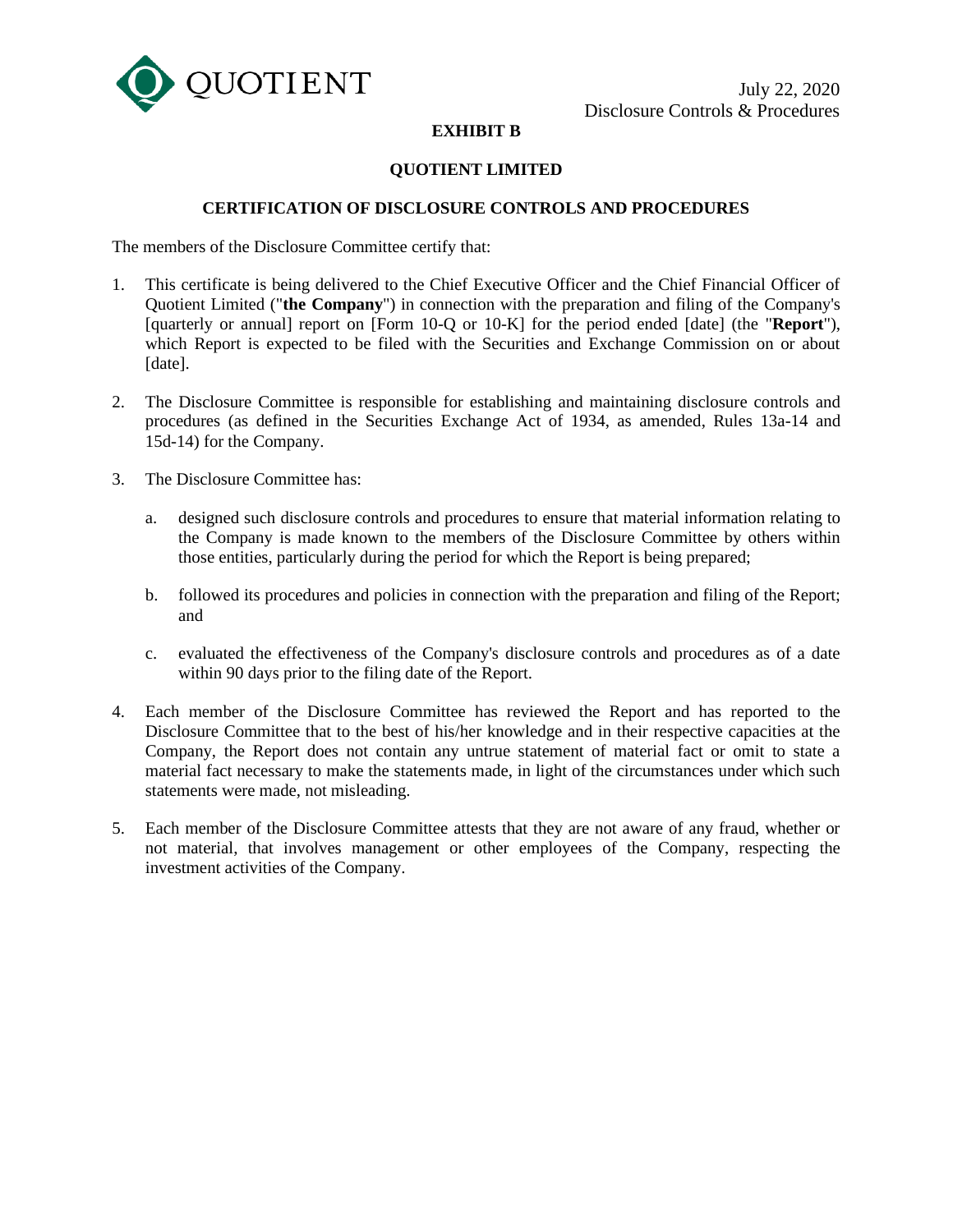**EXHIBIT B**

**QUOTIENT LIMITED**

**CERTIFICATION OF DISCLOSURE CONTROLS AND PROCEDURES**

The members of the Disclosure Committee certify that:

1. This certificate is being delivered to the Chief Executive Officer and the Chief Financial Officer of Quotient Limited ("**the Company**") in connection with the preparation and filing of the Company's [quarterly or annual] report on [Form 10-Q or 10-K] for the period ended [date] (the "**Report**"), which Report is expected to be filed with the Securities and Exchange Commission on or about [date].

2. The Disclosure Committee is responsible for establishing and maintaining disclosure controls and procedures (as defined in the Securities Exchange Act of 1934, as amended, Rules 13a-14 and 15d-14) for the Company.

3. The Disclosure Committee has:

   a. designed such disclosure controls and procedures to ensure that material information relating to the Company is made known to the members of the Disclosure Committee by others within those entities, particularly during the period for which the Report is being prepared;

   b. followed its procedures and policies in connection with the preparation and filing of the Report; and

   c. evaluated the effectiveness of the Company's disclosure controls and procedures as of a date within 90 days prior to the filing date of the Report.

4. Each member of the Disclosure Committee has reviewed the Report and has reported to the Disclosure Committee that to the best of his/her knowledge and in their respective capacities at the Company, the Report does not contain any untrue statement of material fact or omit to state a material fact necessary to make the statements made, in light of the circumstances under which such statements were made, not misleading.

5. Each member of the Disclosure Committee attests that they are not aware of any fraud, whether or not material, that involves management or other employees of the Company, respecting the investment activities of the Company.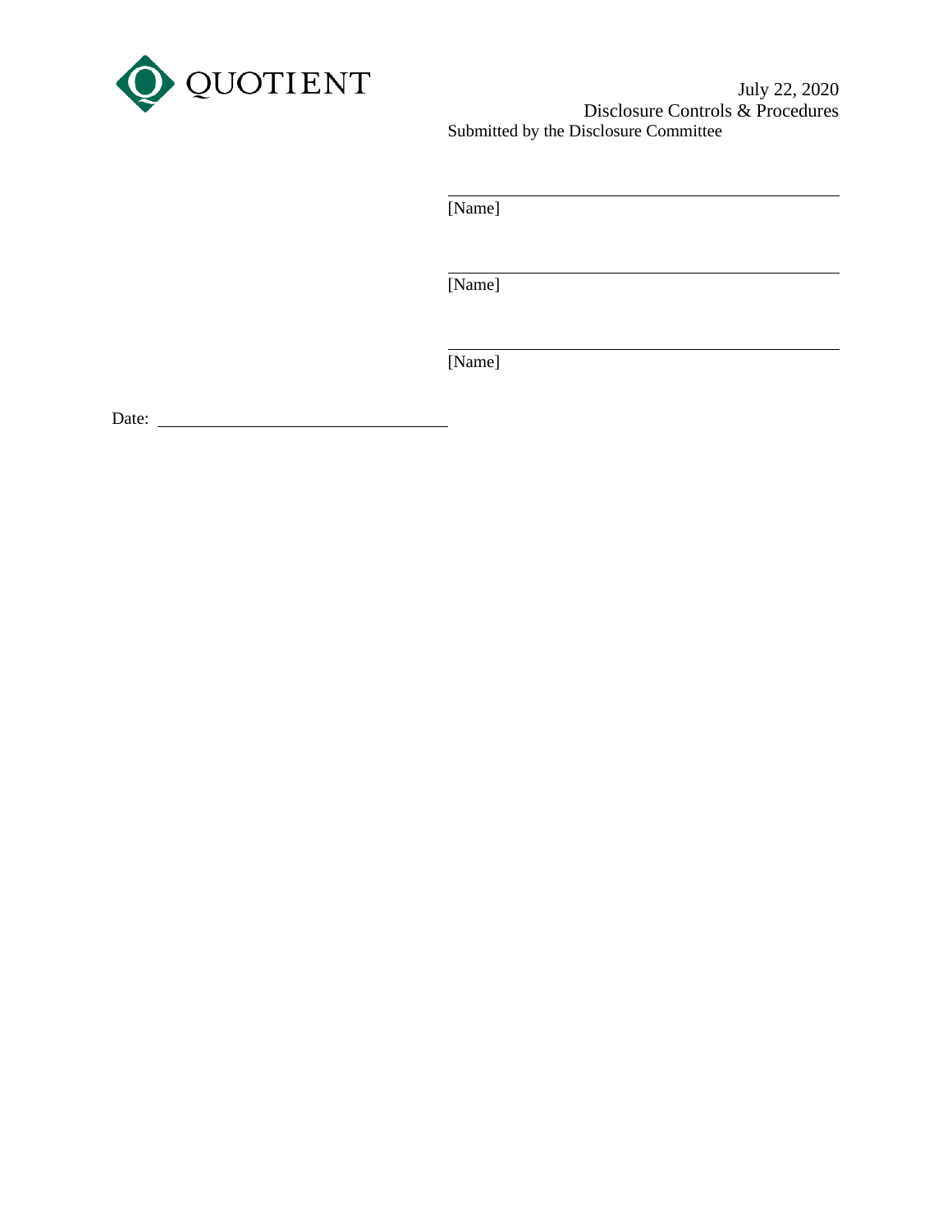QUOTIENT

July 22, 2020
Disclosure Controls & Procedures
Submitted by the Disclosure Committee

\_\_\_\_\_\_\_\_\_\_\_\_\_\_\_\_\_\_\_\_\_\_\_\_\_\_\_\_\_\_\_\_\_\_\_\_
[Name]

\_\_\_\_\_\_\_\_\_\_\_\_\_\_\_\_\_\_\_\_\_\_\_\_\_\_\_\_\_\_\_\_\_\_\_\_
[Name]

\_\_\_\_\_\_\_\_\_\_\_\_\_\_\_\_\_\_\_\_\_\_\_\_\_\_\_\_\_\_\_\_\_\_\_\_
[Name]

Date: \_\_\_\_\_\_\_\_\_\_\_\_\_\_\_\_\_\_\_\_\_\_\_\_\_\_\_